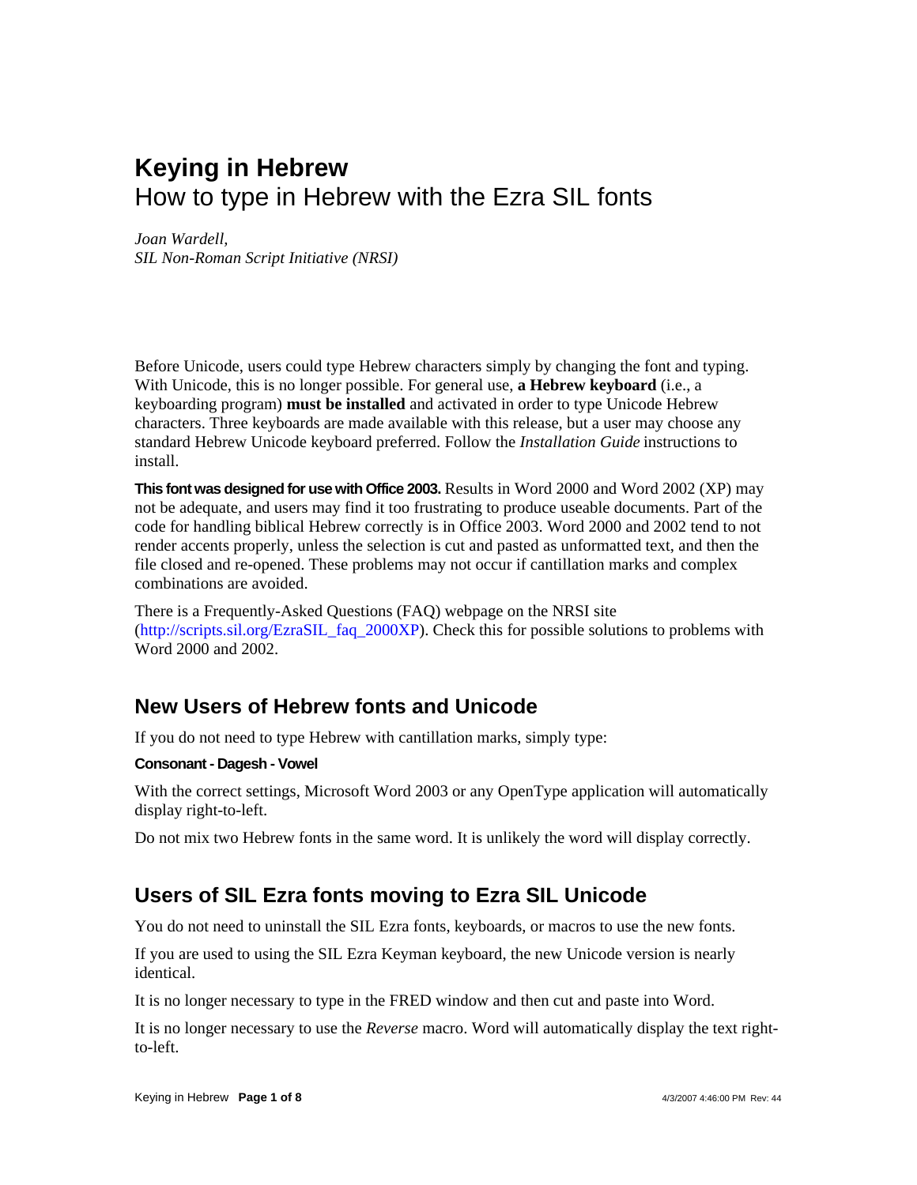# Keying in Hebrew

## How to type in Hebrew with the Ezra SIL fonts

*Joan Wardell,*
*SIL Non-Roman Script Initiative (NRSI)*

Before Unicode, users could type Hebrew characters simply by changing the font and typing. With Unicode, this is no longer possible. For general use, **a Hebrew keyboard** (i.e., a keyboarding program) **must be installed** and activated in order to type Unicode Hebrew characters. Three keyboards are made available with this release, but a user may choose any standard Hebrew Unicode keyboard preferred. Follow the *Installation Guide* instructions to install.

**This font was designed for use with Office 2003.** Results in Word 2000 and Word 2002 (XP) may not be adequate, and users may find it too frustrating to produce useable documents. Part of the code for handling biblical Hebrew correctly is in Office 2003. Word 2000 and 2002 tend to not render accents properly, unless the selection is cut and pasted as unformatted text, and then the file closed and re-opened. These problems may not occur if cantillation marks and complex combinations are avoided.

There is a Frequently-Asked Questions (FAQ) webpage on the NRSI site (http://scripts.sil.org/EzraSIL_faq_2000XP). Check this for possible solutions to problems with Word 2000 and 2002.

## New Users of Hebrew fonts and Unicode

If you do not need to type Hebrew with cantillation marks, simply type:

**Consonant - Dagesh - Vowel**

With the correct settings, Microsoft Word 2003 or any OpenType application will automatically display right-to-left.

Do not mix two Hebrew fonts in the same word. It is unlikely the word will display correctly.

## Users of SIL Ezra fonts moving to Ezra SIL Unicode

You do not need to uninstall the SIL Ezra fonts, keyboards, or macros to use the new fonts.

If you are used to using the SIL Ezra Keyman keyboard, the new Unicode version is nearly identical.

It is no longer necessary to type in the FRED window and then cut and paste into Word.

It is no longer necessary to use the *Reverse* macro. Word will automatically display the text right-to-left.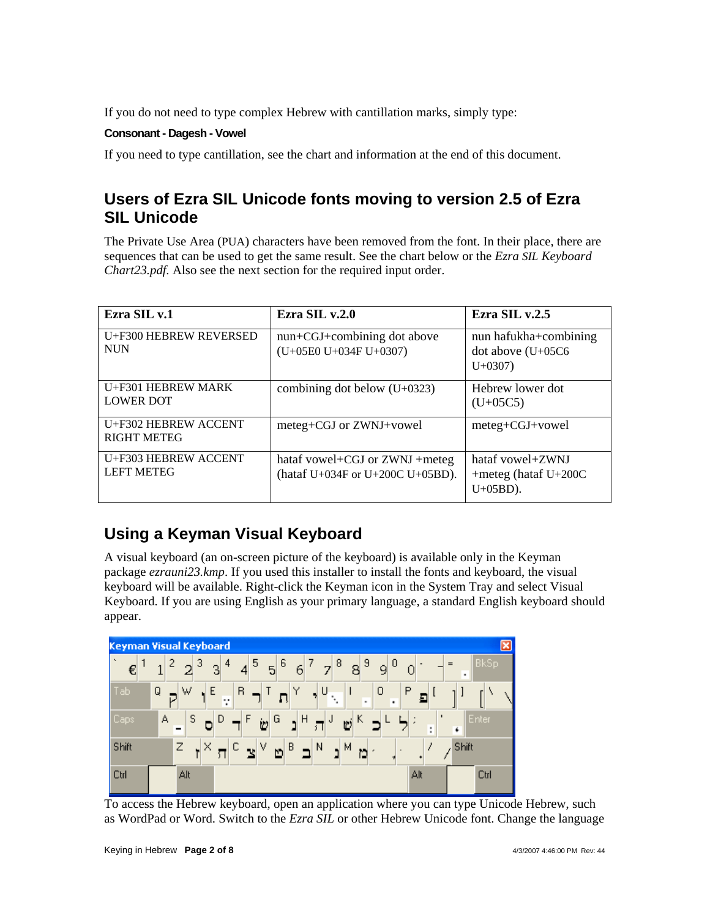If you do not need to type complex Hebrew with cantillation marks, simply type:

**Consonant - Dagesh - Vowel**

If you need to type cantillation, see the chart and information at the end of this document.

## Users of Ezra SIL Unicode fonts moving to version 2.5 of Ezra SIL Unicode

The Private Use Area (PUA) characters have been removed from the font. In their place, there are sequences that can be used to get the same result. See the chart below or the *Ezra SIL Keyboard Chart23.pdf.* Also see the next section for the required input order.

| Ezra SIL v.1 | Ezra SIL v.2.0 | Ezra SIL v.2.5 |
|---|---|---|
| U+F300 HEBREW REVERSED NUN | nun+CGJ+combining dot above (U+05E0 U+034F U+0307) | nun hafukha+combining dot above (U+05C6 U+0307) |
| U+F301 HEBREW MARK LOWER DOT | combining dot below (U+0323) | Hebrew lower dot (U+05C5) |
| U+F302 HEBREW ACCENT RIGHT METEG | meteg+CGJ or ZWNJ+vowel | meteg+CGJ+vowel |
| U+F303 HEBREW ACCENT LEFT METEG | hataf vowel+CGJ or ZWNJ +meteg (hataf U+034F or U+200C U+05BD). | hataf vowel+ZWNJ +meteg (hataf U+200C U+05BD). |

## Using a Keyman Visual Keyboard

A visual keyboard (an on-screen picture of the keyboard) is available only in the Keyman package *ezrauni23.kmp*. If you used this installer to install the fonts and keyboard, the visual keyboard will be available. Right-click the Keyman icon in the System Tray and select Visual Keyboard. If you are using English as your primary language, a standard English keyboard should appear.

To access the Hebrew keyboard, open an application where you can type Unicode Hebrew, such as WordPad or Word. Switch to the *Ezra SIL* or other Hebrew Unicode font. Change the language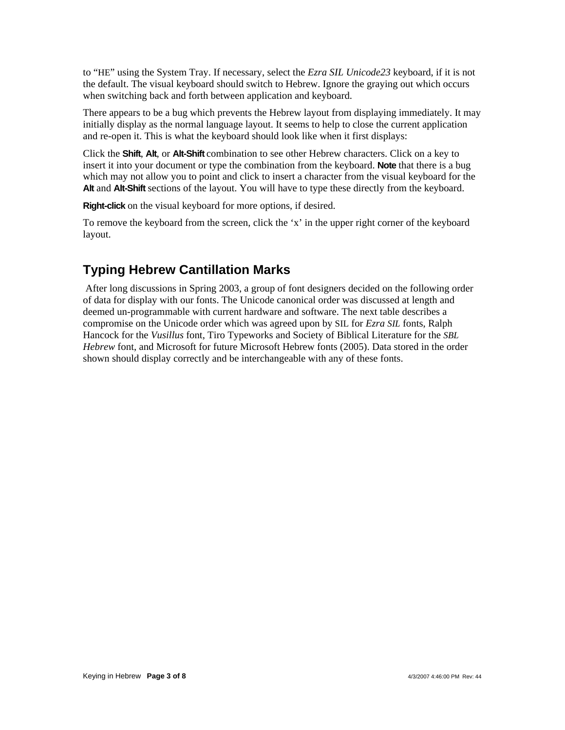to "HE" using the System Tray. If necessary, select the *Ezra SIL Unicode23* keyboard, if it is not the default. The visual keyboard should switch to Hebrew. Ignore the graying out which occurs when switching back and forth between application and keyboard.

There appears to be a bug which prevents the Hebrew layout from displaying immediately. It may initially display as the normal language layout. It seems to help to close the current application and re-open it. This is what the keyboard should look like when it first displays:

Click the **Shift**, **Alt**, or **Alt-Shift** combination to see other Hebrew characters. Click on a key to insert it into your document or type the combination from the keyboard. **Note** that there is a bug which may not allow you to point and click to insert a character from the visual keyboard for the **Alt** and **Alt-Shift** sections of the layout. You will have to type these directly from the keyboard.

**Right-click** on the visual keyboard for more options, if desired.

To remove the keyboard from the screen, click the 'x' in the upper right corner of the keyboard layout.

## Typing Hebrew Cantillation Marks

After long discussions in Spring 2003, a group of font designers decided on the following order of data for display with our fonts. The Unicode canonical order was discussed at length and deemed un-programmable with current hardware and software. The next table describes a compromise on the Unicode order which was agreed upon by SIL for *Ezra SIL* fonts, Ralph Hancock for the *Vusillus* font, Tiro Typeworks and Society of Biblical Literature for the *SBL Hebrew* font, and Microsoft for future Microsoft Hebrew fonts (2005). Data stored in the order shown should display correctly and be interchangeable with any of these fonts.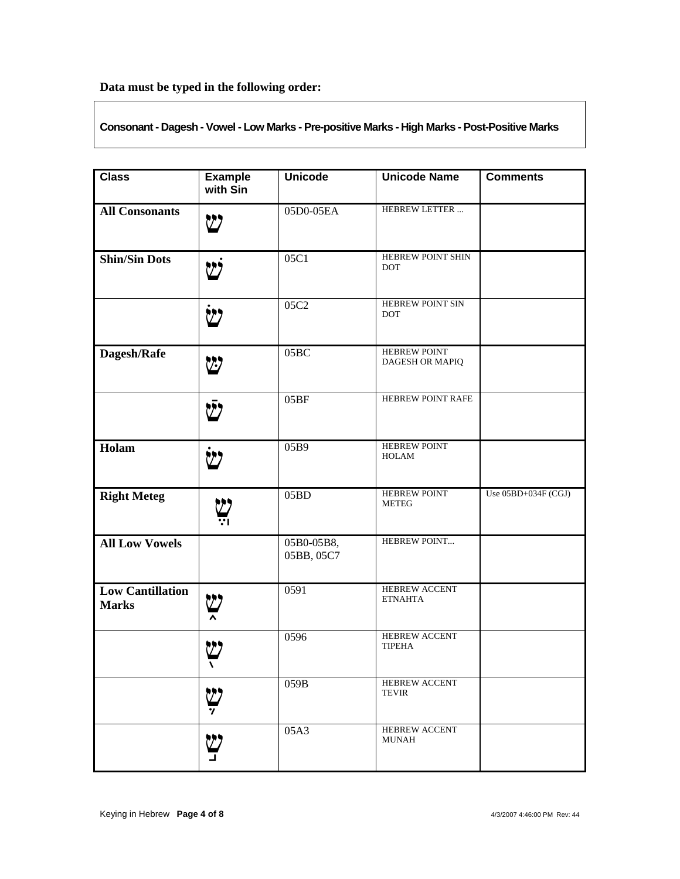**Data must be typed in the following order:**

**Consonant - Dagesh - Vowel - Low Marks - Pre-positive Marks - High Marks - Post-Positive Marks**

| Class | Example with Sin | Unicode | Unicode Name | Comments |
|---|---|---|---|---|
| **All Consonants** | ש | 05D0-05EA | HEBREW LETTER ... | |
| **Shin/Sin Dots** | שׁ | 05C1 | HEBREW POINT SHIN DOT | |
| | שׂ | 05C2 | HEBREW POINT SIN DOT | |
| **Dagesh/Rafe** | שּ | 05BC | HEBREW POINT DAGESH OR MAPIQ | |
| | שֿ | 05BF | HEBREW POINT RAFE | |
| **Holam** | שֹ | 05B9 | HEBREW POINT HOLAM | |
| **Right Meteg** | שֱֽ | 05BD | HEBREW POINT METEG | Use 05BD+034F (CGJ) |
| **All Low Vowels** | | 05B0-05B8, 05BB, 05C7 | HEBREW POINT... | |
| **Low Cantillation Marks** | ש֑ | 0591 | HEBREW ACCENT ETNAHTA | |
| | ש֖ | 0596 | HEBREW ACCENT TIPEHA | |
| | ש֛ | 059B | HEBREW ACCENT TEVIR | |
| | ש֣ | 05A3 | HEBREW ACCENT MUNAH | |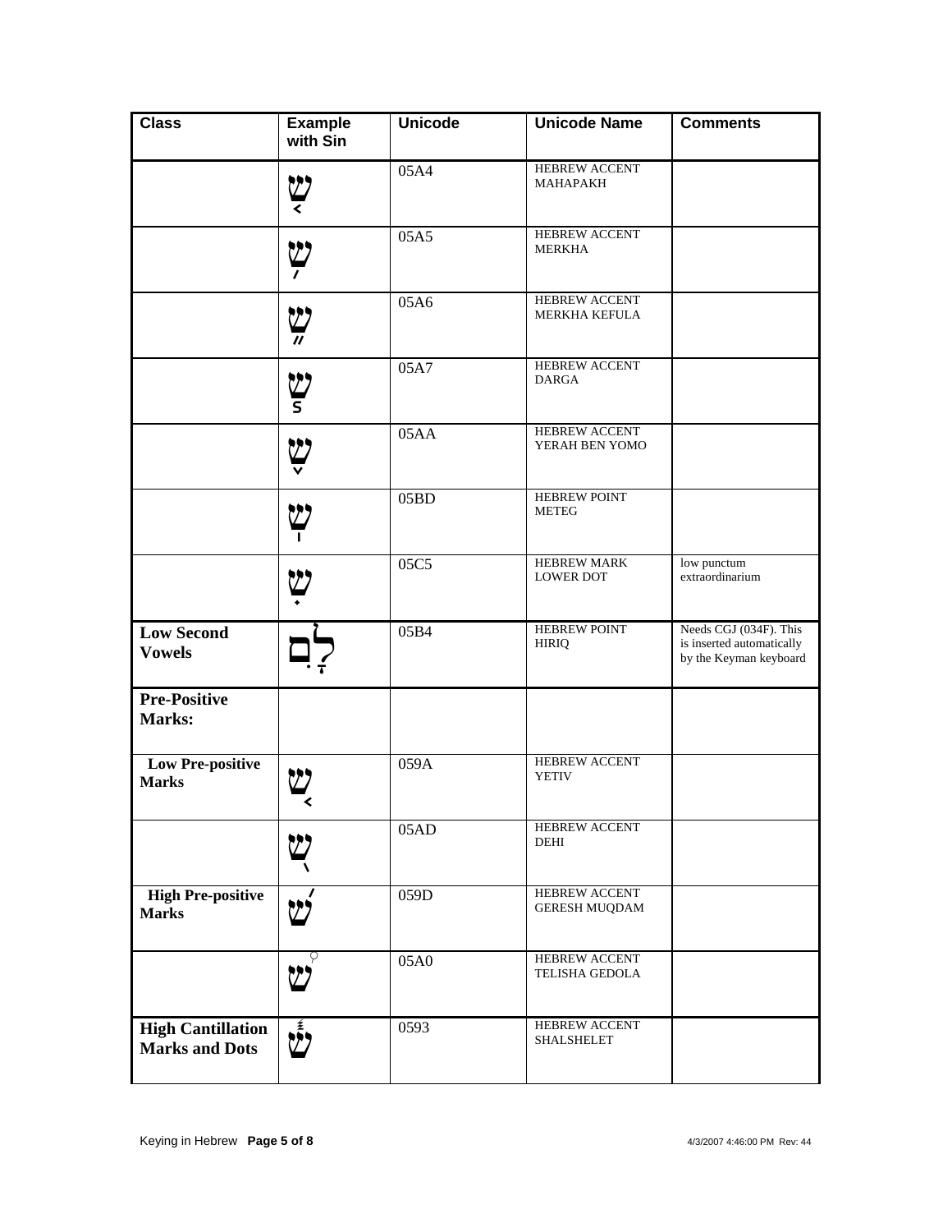| Class | Example with Sin | Unicode | Unicode Name | Comments |
|---|---|---|---|---|
| | שׂ֤ | 05A4 | HEBREW ACCENT MAHAPAKH | |
| | שׂ֥ | 05A5 | HEBREW ACCENT MERKHA | |
| | שׂ֦ | 05A6 | HEBREW ACCENT MERKHA KEFULA | |
| | שׂ֧ | 05A7 | HEBREW ACCENT DARGA | |
| | שׂ֪ | 05AA | HEBREW ACCENT YERAH BEN YOMO | |
| | שֽׂ | 05BD | HEBREW POINT METEG | |
| | שׂׅ | 05C5 | HEBREW MARK LOWER DOT | low punctum extraordinarium |
| **Low Second Vowels** | לָ͏ִם | 05B4 | HEBREW POINT HIRIQ | Needs CGJ (034F). This is inserted automatically by the Keyman keyboard |
| **Pre-Positive Marks:** | | | | |
| **Low Pre-positive Marks** | שׂ֚ | 059A | HEBREW ACCENT YETIV | |
| | שׂ֭ | 05AD | HEBREW ACCENT DEHI | |
| **High Pre-positive Marks** | שׂ֝ | 059D | HEBREW ACCENT GERESH MUQDAM | |
| | שׂ֠ | 05A0 | HEBREW ACCENT TELISHA GEDOLA | |
| **High Cantillation Marks and Dots** | שׂ֓ | 0593 | HEBREW ACCENT SHALSHELET | |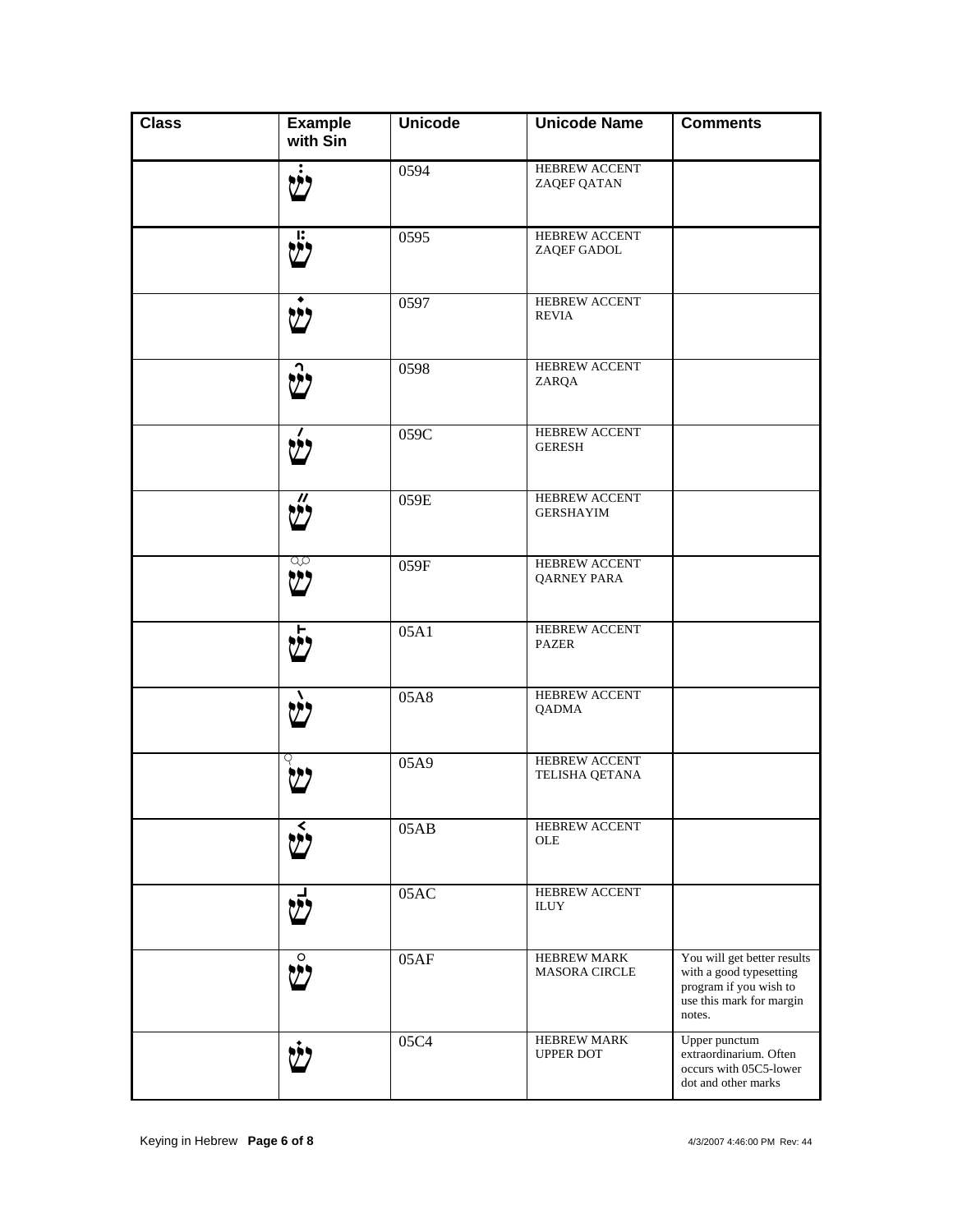| Class | Example with Sin | Unicode | Unicode Name | Comments |
|---|---|---|---|---|
| | שׂ֔ | 0594 | HEBREW ACCENT ZAQEF QATAN | |
| | שׂ֕ | 0595 | HEBREW ACCENT ZAQEF GADOL | |
| | שׂ֗ | 0597 | HEBREW ACCENT REVIA | |
| | שׂ֘ | 0598 | HEBREW ACCENT ZARQA | |
| | שׂ֜ | 059C | HEBREW ACCENT GERESH | |
| | שׂ֞ | 059E | HEBREW ACCENT GERSHAYIM | |
| | שׂ֟ | 059F | HEBREW ACCENT QARNEY PARA | |
| | שׂ֡ | 05A1 | HEBREW ACCENT PAZER | |
| | שׂ֨ | 05A8 | HEBREW ACCENT QADMA | |
| | שׂ֩ | 05A9 | HEBREW ACCENT TELISHA QETANA | |
| | שׂ֫ | 05AB | HEBREW ACCENT OLE | |
| | שׂ֬ | 05AC | HEBREW ACCENT ILUY | |
| | שׂ֯ | 05AF | HEBREW MARK MASORA CIRCLE | You will get better results with a good typesetting program if you wish to use this mark for margin notes. |
| | שׂׄ | 05C4 | HEBREW MARK UPPER DOT | Upper punctum extraordinarium. Often occurs with 05C5-lower dot and other marks |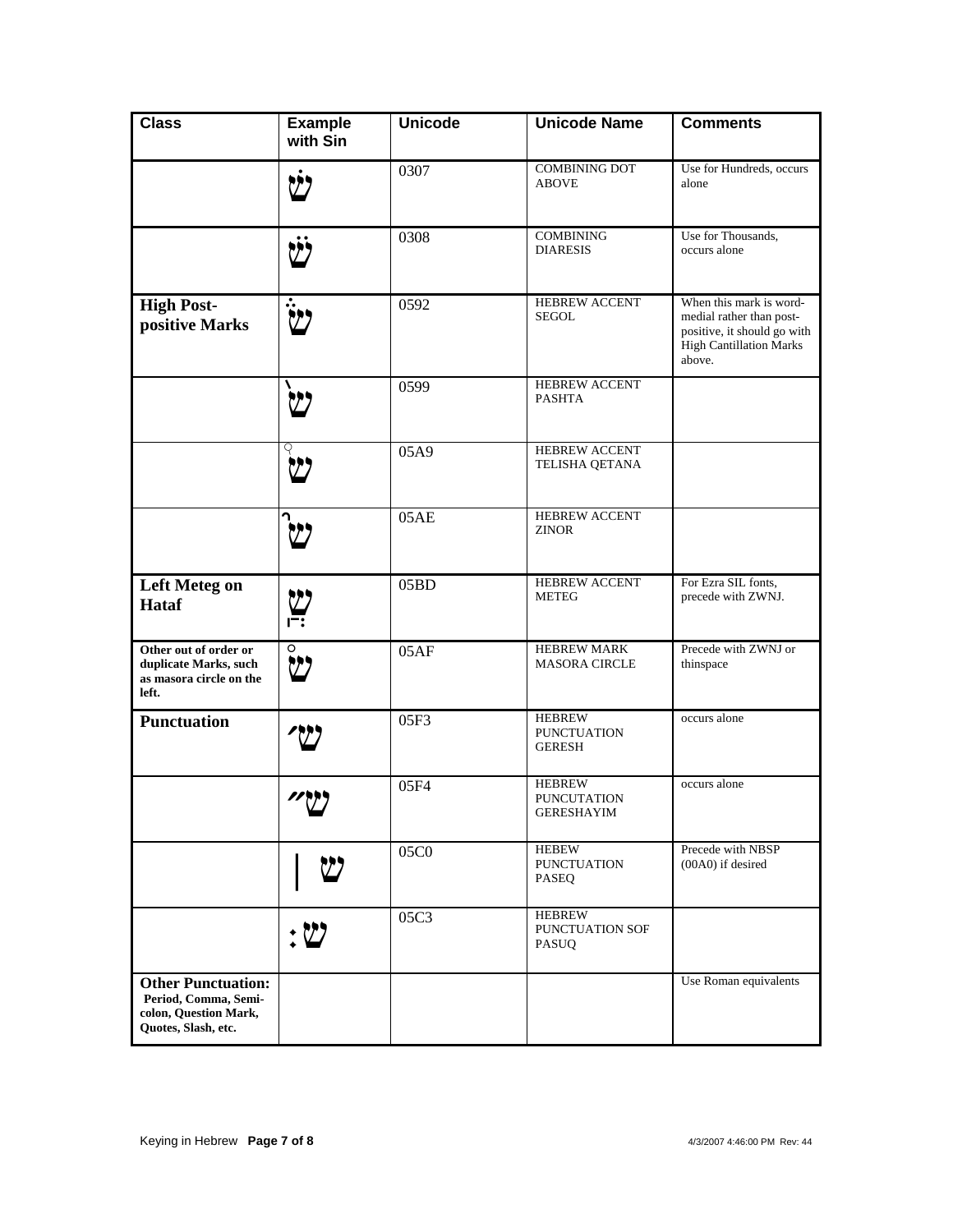| Class | Example with Sin | Unicode | Unicode Name | Comments |
|---|---|---|---|---|
| | שׂ̇ | 0307 | COMBINING DOT ABOVE | Use for Hundreds, occurs alone |
| | שׂ̈ | 0308 | COMBINING DIARESIS | Use for Thousands, occurs alone |
| **High Post-positive Marks** | שׂ֒ | 0592 | HEBREW ACCENT SEGOL | When this mark is word-medial rather than post-positive, it should go with High Cantillation Marks above. |
| | שׂ֙ | 0599 | HEBREW ACCENT PASHTA | |
| | שׂ֩ | 05A9 | HEBREW ACCENT TELISHA QETANA | |
| | שׂ֮ | 05AE | HEBREW ACCENT ZINOR | |
| **Left Meteg on Hataf** | שֱׂ‌ֽ | 05BD | HEBREW ACCENT METEG | For Ezra SIL fonts, precede with ZWNJ. |
| **Other out of order or duplicate Marks, such as masora circle on the left.** | שׂ֯ | 05AF | HEBREW MARK MASORA CIRCLE | Precede with ZWNJ or thinspace |
| **Punctuation** | שׂ׳ | 05F3 | HEBREW PUNCTUATION GERESH | occurs alone |
| | שׂ״ | 05F4 | HEBREW PUNCUTATION GERESHAYIM | occurs alone |
| | שׂ ׀ | 05C0 | HEBEW PUNCTUATION PASEQ | Precede with NBSP (00A0) if desired |
| | שׂ׃ | 05C3 | HEBREW PUNCTUATION SOF PASUQ | |
| **Other Punctuation: Period, Comma, Semi-colon, Question Mark, Quotes, Slash, etc.** | | | | Use Roman equivalents |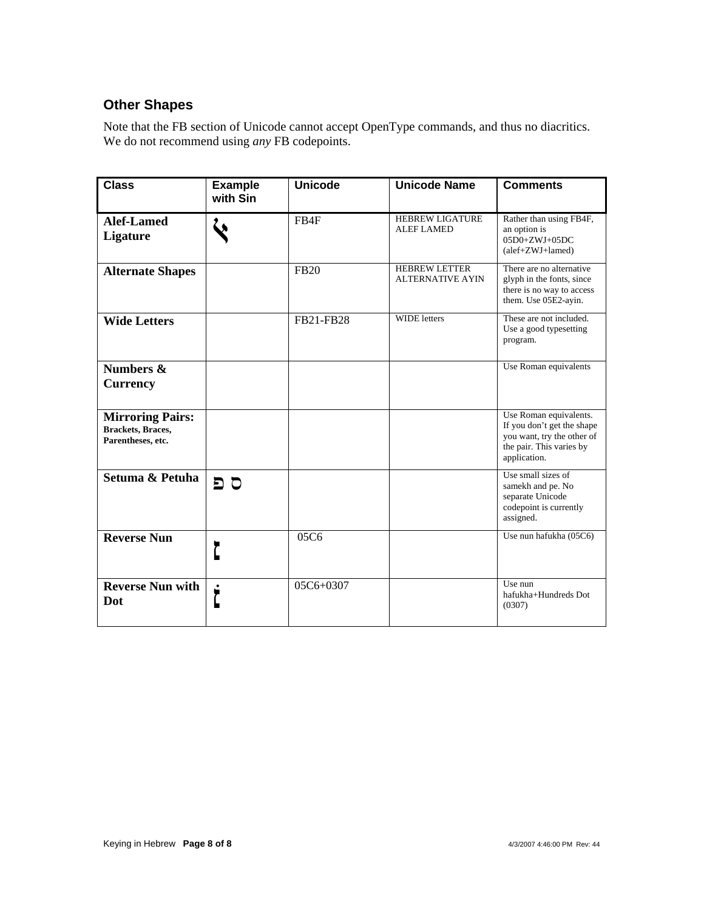## Other Shapes

Note that the FB section of Unicode cannot accept OpenType commands, and thus no diacritics. We do not recommend using *any* FB codepoints.

| Class | Example with Sin | Unicode | Unicode Name | Comments |
|---|---|---|---|---|
| **Alef-Lamed Ligature** | ﭏ | FB4F | HEBREW LIGATURE ALEF LAMED | Rather than using FB4F, an option is 05D0+ZWJ+05DC (alef+ZWJ+lamed) |
| **Alternate Shapes** | | FB20 | HEBREW LETTER ALTERNATIVE AYIN | There are no alternative glyph in the fonts, since there is no way to access them. Use 05E2-ayin. |
| **Wide Letters** | | FB21-FB28 | WIDE letters | These are not included. Use a good typesetting program. |
| **Numbers & Currency** | | | | Use Roman equivalents |
| **Mirroring Pairs:** **Brackets, Braces, Parentheses, etc.** | | | | Use Roman equivalents. If you don't get the shape you want, try the other of the pair. This varies by application. |
| **Setuma & Petuha** | פ ס | | | Use small sizes of samekh and pe. No separate Unicode codepoint is currently assigned. |
| **Reverse Nun** | ׆ | 05C6 | | Use nun hafukha (05C6) |
| **Reverse Nun with Dot** | ׆̇ | 05C6+0307 | | Use nun hafukha+Hundreds Dot (0307) |